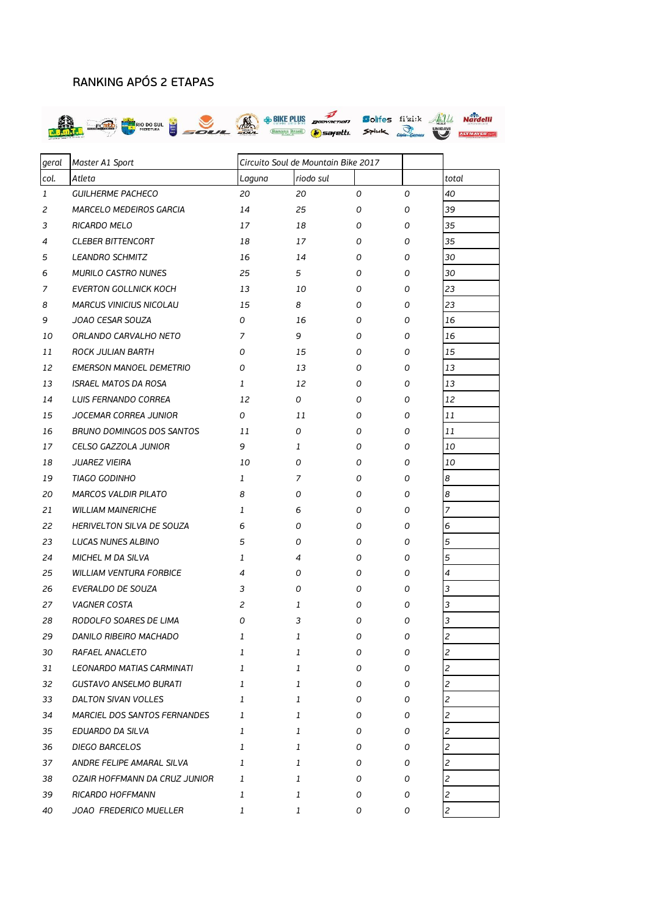# RANKING APÓS 2 ETAPAS

| geral | Master A1 Sport | Circuito Soul de Mountain Bike 2017 | | | | |
|---|---|---|---|---|---|---|
| col. | Atleta | Laguna | riodo sul | | | total |
| 1 | GUILHERME PACHECO | 20 | 20 | 0 | 0 | 40 |
| 2 | MARCELO MEDEIROS GARCIA | 14 | 25 | 0 | 0 | 39 |
| 3 | RICARDO MELO | 17 | 18 | 0 | 0 | 35 |
| 4 | CLEBER BITTENCORT | 18 | 17 | 0 | 0 | 35 |
| 5 | LEANDRO SCHMITZ | 16 | 14 | 0 | 0 | 30 |
| 6 | MURILO CASTRO NUNES | 25 | 5 | 0 | 0 | 30 |
| 7 | EVERTON GOLLNICK KOCH | 13 | 10 | 0 | 0 | 23 |
| 8 | MARCUS VINICIUS NICOLAU | 15 | 8 | 0 | 0 | 23 |
| 9 | JOAO CESAR SOUZA | 0 | 16 | 0 | 0 | 16 |
| 10 | ORLANDO CARVALHO NETO | 7 | 9 | 0 | 0 | 16 |
| 11 | ROCK JULIAN BARTH | 0 | 15 | 0 | 0 | 15 |
| 12 | EMERSON MANOEL DEMETRIO | 0 | 13 | 0 | 0 | 13 |
| 13 | ISRAEL MATOS DA ROSA | 1 | 12 | 0 | 0 | 13 |
| 14 | LUIS FERNANDO CORREA | 12 | 0 | 0 | 0 | 12 |
| 15 | JOCEMAR CORREA JUNIOR | 0 | 11 | 0 | 0 | 11 |
| 16 | BRUNO DOMINGOS DOS SANTOS | 11 | 0 | 0 | 0 | 11 |
| 17 | CELSO GAZZOLA JUNIOR | 9 | 1 | 0 | 0 | 10 |
| 18 | JUAREZ VIEIRA | 10 | 0 | 0 | 0 | 10 |
| 19 | TIAGO GODINHO | 1 | 7 | 0 | 0 | 8 |
| 20 | MARCOS VALDIR PILATO | 8 | 0 | 0 | 0 | 8 |
| 21 | WILLIAM MAINERICHE | 1 | 6 | 0 | 0 | 7 |
| 22 | HERIVELTON SILVA DE SOUZA | 6 | 0 | 0 | 0 | 6 |
| 23 | LUCAS NUNES ALBINO | 5 | 0 | 0 | 0 | 5 |
| 24 | MICHEL M DA SILVA | 1 | 4 | 0 | 0 | 5 |
| 25 | WILLIAM VENTURA FORBICE | 4 | 0 | 0 | 0 | 4 |
| 26 | EVERALDO DE SOUZA | 3 | 0 | 0 | 0 | 3 |
| 27 | VAGNER COSTA | 2 | 1 | 0 | 0 | 3 |
| 28 | RODOLFO SOARES DE LIMA | 0 | 3 | 0 | 0 | 3 |
| 29 | DANILO RIBEIRO MACHADO | 1 | 1 | 0 | 0 | 2 |
| 30 | RAFAEL ANACLETO | 1 | 1 | 0 | 0 | 2 |
| 31 | LEONARDO MATIAS CARMINATI | 1 | 1 | 0 | 0 | 2 |
| 32 | GUSTAVO ANSELMO BURATI | 1 | 1 | 0 | 0 | 2 |
| 33 | DALTON SIVAN VOLLES | 1 | 1 | 0 | 0 | 2 |
| 34 | MARCIEL DOS SANTOS FERNANDES | 1 | 1 | 0 | 0 | 2 |
| 35 | EDUARDO DA SILVA | 1 | 1 | 0 | 0 | 2 |
| 36 | DIEGO BARCELOS | 1 | 1 | 0 | 0 | 2 |
| 37 | ANDRE FELIPE AMARAL SILVA | 1 | 1 | 0 | 0 | 2 |
| 38 | OZAIR HOFFMANN DA CRUZ JUNIOR | 1 | 1 | 0 | 0 | 2 |
| 39 | RICARDO HOFFMANN | 1 | 1 | 0 | 0 | 2 |
| 40 | JOAO FREDERICO MUELLER | 1 | 1 | 0 | 0 | 2 |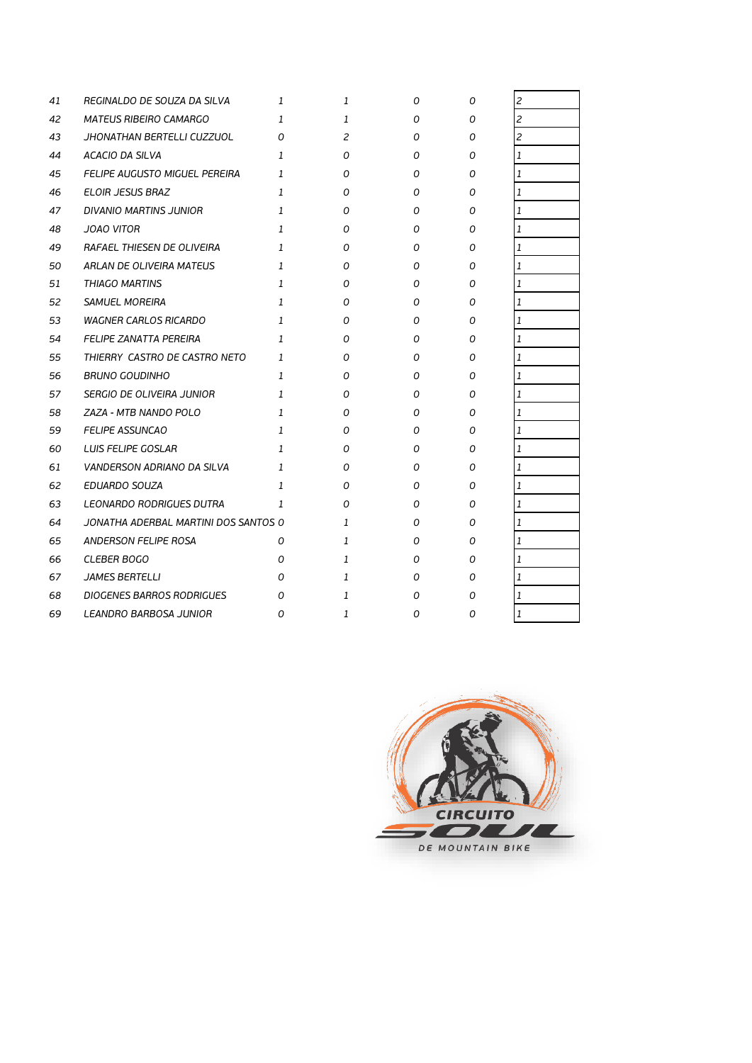| | | | | | | |
|---|---|---|---|---|---|---|
| 41 | REGINALDO DE SOUZA DA SILVA | 1 | 1 | 0 | 0 | 2 |
| 42 | MATEUS RIBEIRO CAMARGO | 1 | 1 | 0 | 0 | 2 |
| 43 | JHONATHAN BERTELLI CUZZUOL | 0 | 2 | 0 | 0 | 2 |
| 44 | ACACIO DA SILVA | 1 | 0 | 0 | 0 | 1 |
| 45 | FELIPE AUGUSTO MIGUEL PEREIRA | 1 | 0 | 0 | 0 | 1 |
| 46 | ELOIR JESUS BRAZ | 1 | 0 | 0 | 0 | 1 |
| 47 | DIVANIO MARTINS JUNIOR | 1 | 0 | 0 | 0 | 1 |
| 48 | JOAO VITOR | 1 | 0 | 0 | 0 | 1 |
| 49 | RAFAEL THIESEN DE OLIVEIRA | 1 | 0 | 0 | 0 | 1 |
| 50 | ARLAN DE OLIVEIRA MATEUS | 1 | 0 | 0 | 0 | 1 |
| 51 | THIAGO MARTINS | 1 | 0 | 0 | 0 | 1 |
| 52 | SAMUEL MOREIRA | 1 | 0 | 0 | 0 | 1 |
| 53 | WAGNER CARLOS RICARDO | 1 | 0 | 0 | 0 | 1 |
| 54 | FELIPE ZANATTA PEREIRA | 1 | 0 | 0 | 0 | 1 |
| 55 | THIERRY CASTRO DE CASTRO NETO | 1 | 0 | 0 | 0 | 1 |
| 56 | BRUNO GOUDINHO | 1 | 0 | 0 | 0 | 1 |
| 57 | SERGIO DE OLIVEIRA JUNIOR | 1 | 0 | 0 | 0 | 1 |
| 58 | ZAZA - MTB NANDO POLO | 1 | 0 | 0 | 0 | 1 |
| 59 | FELIPE ASSUNCAO | 1 | 0 | 0 | 0 | 1 |
| 60 | LUIS FELIPE GOSLAR | 1 | 0 | 0 | 0 | 1 |
| 61 | VANDERSON ADRIANO DA SILVA | 1 | 0 | 0 | 0 | 1 |
| 62 | EDUARDO SOUZA | 1 | 0 | 0 | 0 | 1 |
| 63 | LEONARDO RODRIGUES DUTRA | 1 | 0 | 0 | 0 | 1 |
| 64 | JONATHA ADERBAL MARTINI DOS SANTOS | 0 | 1 | 0 | 0 | 1 |
| 65 | ANDERSON FELIPE ROSA | 0 | 1 | 0 | 0 | 1 |
| 66 | CLEBER BOGO | 0 | 1 | 0 | 0 | 1 |
| 67 | JAMES BERTELLI | 0 | 1 | 0 | 0 | 1 |
| 68 | DIOGENES BARROS RODRIGUES | 0 | 1 | 0 | 0 | 1 |
| 69 | LEANDRO BARBOSA JUNIOR | 0 | 1 | 0 | 0 | 1 |

CIRCUITO SOUL DE MOUNTAIN BIKE